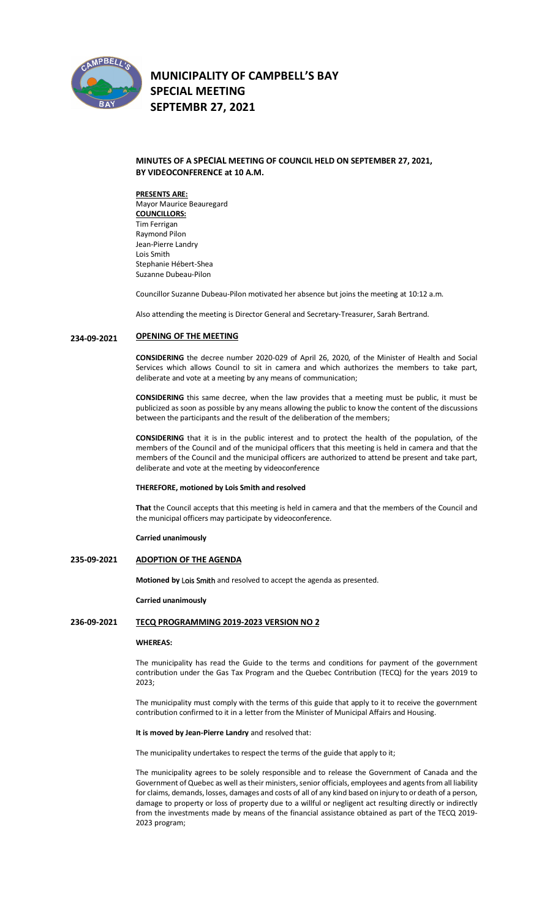# MUNICIPALITY OF CAMPBELL'S BAY
# SPECIAL MEETING
# SEPTEMBR 27, 2021

## MINUTES OF A SPECIAL MEETING OF COUNCIL HELD ON SEPTEMBER 27, 2021, BY VIDEOCONFERENCE at 10 A.M.

**PRESENTS ARE:**
Mayor Maurice Beauregard
**COUNCILLORS:**
Tim Ferrigan
Raymond Pilon
Jean-Pierre Landry
Lois Smith
Stephanie Hébert-Shea
Suzanne Dubeau-Pilon

Councillor Suzanne Dubeau-Pilon motivated her absence but joins the meeting at 10:12 a.m.

Also attending the meeting is Director General and Secretary-Treasurer, Sarah Bertrand.

### 234-09-2021 OPENING OF THE MEETING

**CONSIDERING** the decree number 2020-029 of April 26, 2020, of the Minister of Health and Social Services which allows Council to sit in camera and which authorizes the members to take part, deliberate and vote at a meeting by any means of communication;

**CONSIDERING** this same decree, when the law provides that a meeting must be public, it must be publicized as soon as possible by any means allowing the public to know the content of the discussions between the participants and the result of the deliberation of the members;

**CONSIDERING** that it is in the public interest and to protect the health of the population, of the members of the Council and of the municipal officers that this meeting is held in camera and that the members of the Council and the municipal officers are authorized to attend be present and take part, deliberate and vote at the meeting by videoconference

**THEREFORE, motioned by Lois Smith and resolved**

**That** the Council accepts that this meeting is held in camera and that the members of the Council and the municipal officers may participate by videoconference.

**Carried unanimously**

### 235-09-2021 ADOPTION OF THE AGENDA

**Motioned by** Lois Smith and resolved to accept the agenda as presented.

**Carried unanimously**

### 236-09-2021 TECQ PROGRAMMING 2019-2023 VERSION NO 2

**WHEREAS:**

The municipality has read the Guide to the terms and conditions for payment of the government contribution under the Gas Tax Program and the Quebec Contribution (TECQ) for the years 2019 to 2023;

The municipality must comply with the terms of this guide that apply to it to receive the government contribution confirmed to it in a letter from the Minister of Municipal Affairs and Housing.

**It is moved by Jean-Pierre Landry** and resolved that:

The municipality undertakes to respect the terms of the guide that apply to it;

The municipality agrees to be solely responsible and to release the Government of Canada and the Government of Quebec as well as their ministers, senior officials, employees and agents from all liability for claims, demands, losses, damages and costs of all of any kind based on injury to or death of a person, damage to property or loss of property due to a willful or negligent act resulting directly or indirectly from the investments made by means of the financial assistance obtained as part of the TECQ 2019-2023 program;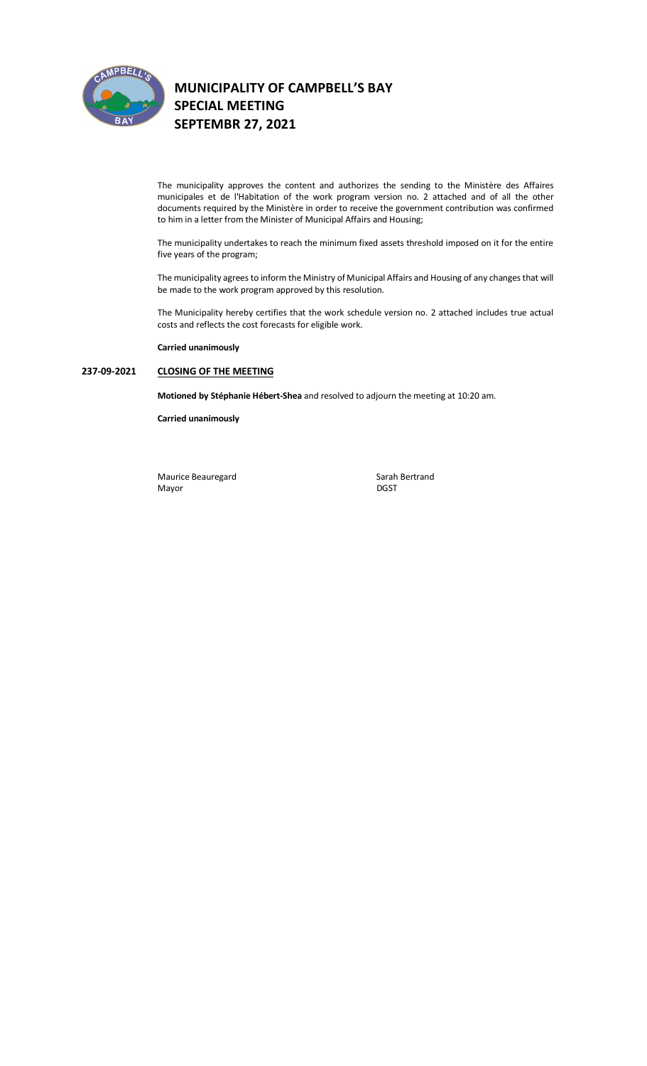The municipality approves the content and authorizes the sending to the Ministère des Affaires municipales et de l'Habitation of the work program version no. 2 attached and of all the other documents required by the Ministère in order to receive the government contribution was confirmed to him in a letter from the Minister of Municipal Affairs and Housing;

The municipality undertakes to reach the minimum fixed assets threshold imposed on it for the entire five years of the program;

The municipality agrees to inform the Ministry of Municipal Affairs and Housing of any changes that will be made to the work program approved by this resolution.

The Municipality hereby certifies that the work schedule version no. 2 attached includes true actual costs and reflects the cost forecasts for eligible work.

**Carried unanimously**

## 237-09-2021 CLOSING OF THE MEETING

**Motioned by Stéphanie Hébert-Shea** and resolved to adjourn the meeting at 10:20 am.

**Carried unanimously**

Maurice Beauregard
Mayor

Sarah Bertrand
DGST